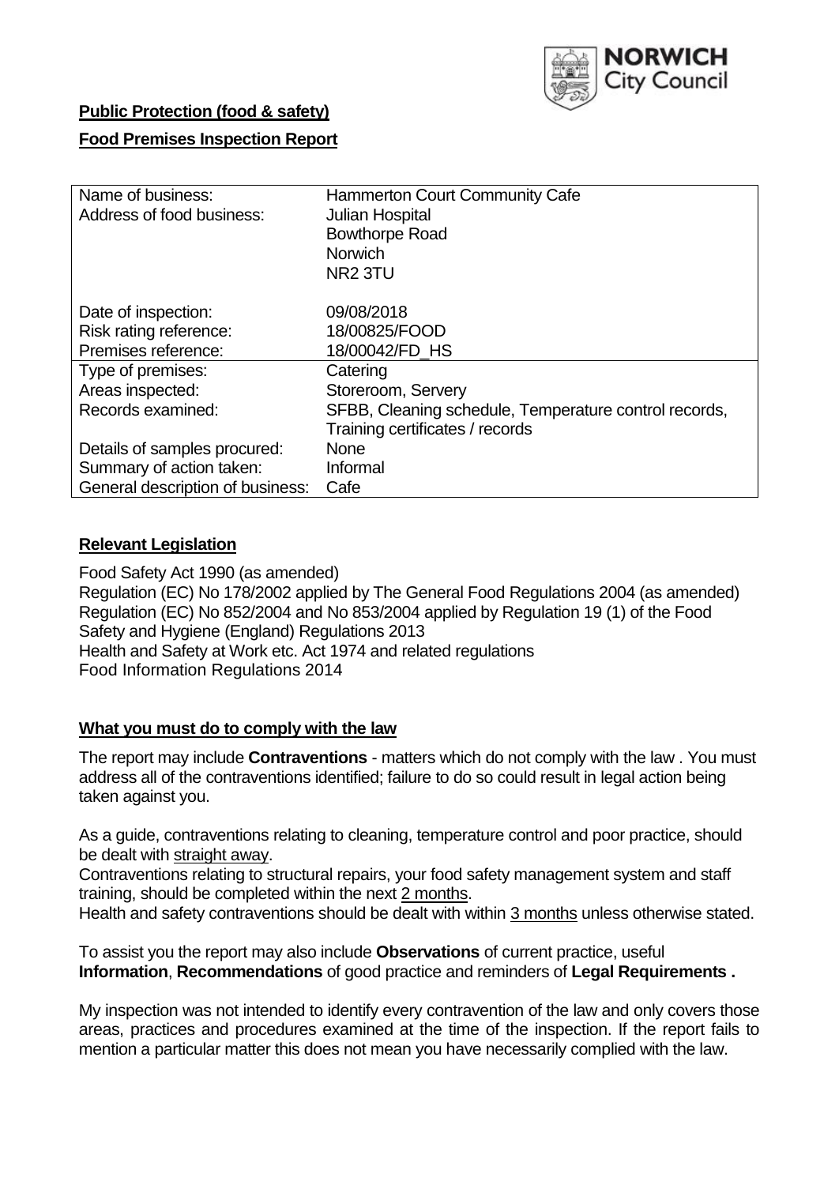**Public Protection (food & safety)**

**Food Premises Inspection Report**

| Name of business: | Hammerton Court Community Cafe |
|---|---|
| Address of food business: | Julian Hospital<br>Bowthorpe Road<br>Norwich<br>NR2 3TU |
| Date of inspection: | 09/08/2018 |
| Risk rating reference: | 18/00825/FOOD |
| Premises reference: | 18/00042/FD_HS |
| Type of premises: | Catering |
| Areas inspected: | Storeroom, Servery |
| Records examined: | SFBB, Cleaning schedule, Temperature control records, Training certificates / records |
| Details of samples procured: | None |
| Summary of action taken: | Informal |
| General description of business: | Cafe |

## **Relevant Legislation**

Food Safety Act 1990 (as amended)
Regulation (EC) No 178/2002 applied by The General Food Regulations 2004 (as amended)
Regulation (EC) No 852/2004 and No 853/2004 applied by Regulation 19 (1) of the Food Safety and Hygiene (England) Regulations 2013
Health and Safety at Work etc. Act 1974 and related regulations
Food Information Regulations 2014

## **What you must do to comply with the law**

The report may include **Contraventions** - matters which do not comply with the law . You must address all of the contraventions identified; failure to do so could result in legal action being taken against you.

As a guide, contraventions relating to cleaning, temperature control and poor practice, should be dealt with straight away.
Contraventions relating to structural repairs, your food safety management system and staff training, should be completed within the next 2 months.
Health and safety contraventions should be dealt with within 3 months unless otherwise stated.

To assist you the report may also include **Observations** of current practice, useful **Information**, **Recommendations** of good practice and reminders of **Legal Requirements .**

My inspection was not intended to identify every contravention of the law and only covers those areas, practices and procedures examined at the time of the inspection. If the report fails to mention a particular matter this does not mean you have necessarily complied with the law.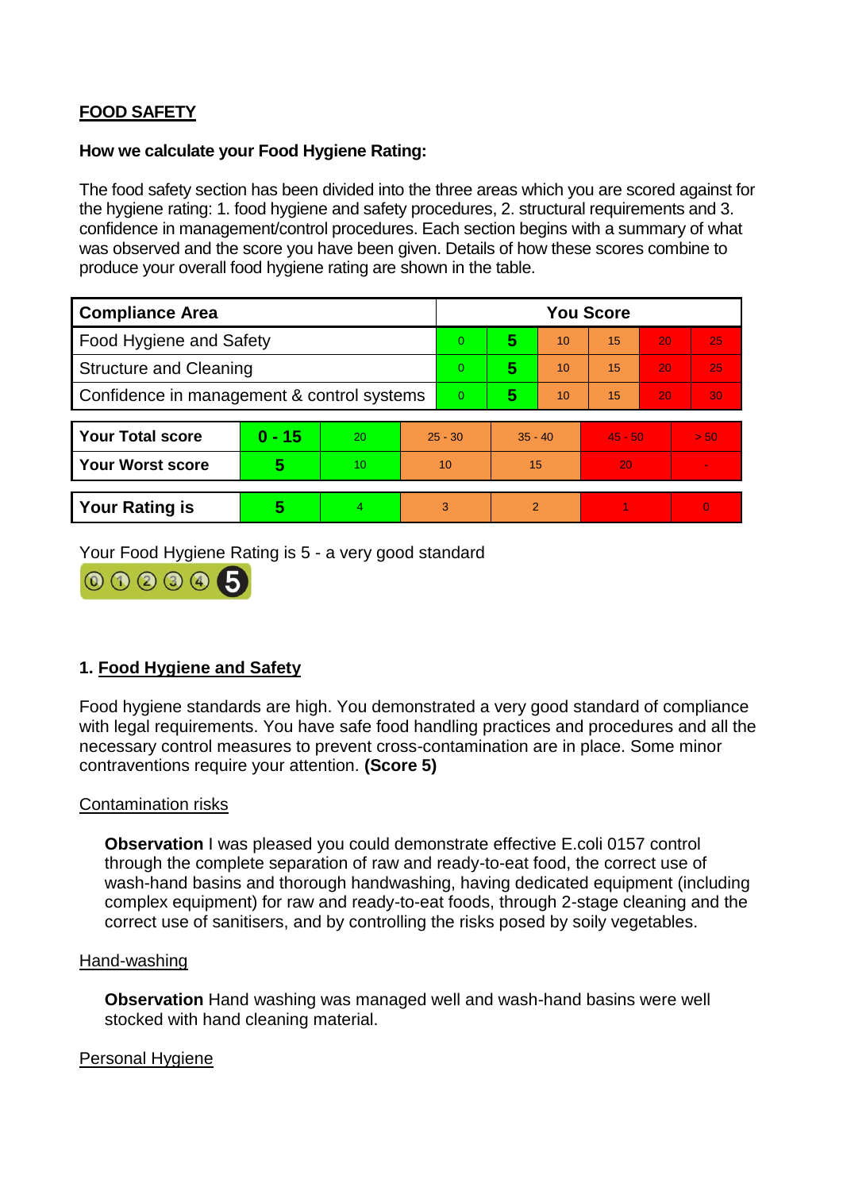## FOOD SAFETY

**How we calculate your Food Hygiene Rating:**

The food safety section has been divided into the three areas which you are scored against for the hygiene rating: 1. food hygiene and safety procedures, 2. structural requirements and 3. confidence in management/control procedures. Each section begins with a summary of what was observed and the score you have been given. Details of how these scores combine to produce your overall food hygiene rating are shown in the table.

| Compliance Area | You Score | | | | | |
|---|---|---|---|---|---|---|
| Food Hygiene and Safety | 0 | **5** | 10 | 15 | 20 | 25 |
| Structure and Cleaning | 0 | **5** | 10 | 15 | 20 | 25 |
| Confidence in management & control systems | 0 | **5** | 10 | 15 | 20 | 30 |

| | | | | | | |
|---|---|---|---|---|---|---|
| **Your Total score** | **0 - 15** | 20 | 25 - 30 | 35 - 40 | 45 - 50 | > 50 |
| **Your Worst score** | **5** | 10 | 10 | 15 | 20 | - |

| | | | | | | |
|---|---|---|---|---|---|---|
| **Your Rating is** | **5** | 4 | 3 | 2 | 1 | 0 |

Your Food Hygiene Rating is 5 - a very good standard

### 1. Food Hygiene and Safety

Food hygiene standards are high. You demonstrated a very good standard of compliance with legal requirements. You have safe food handling practices and procedures and all the necessary control measures to prevent cross-contamination are in place. Some minor contraventions require your attention. **(Score 5)**

Contamination risks

**Observation** I was pleased you could demonstrate effective E.coli 0157 control through the complete separation of raw and ready-to-eat food, the correct use of wash-hand basins and thorough handwashing, having dedicated equipment (including complex equipment) for raw and ready-to-eat foods, through 2-stage cleaning and the correct use of sanitisers, and by controlling the risks posed by soily vegetables.

Hand-washing

**Observation** Hand washing was managed well and wash-hand basins were well stocked with hand cleaning material.

Personal Hygiene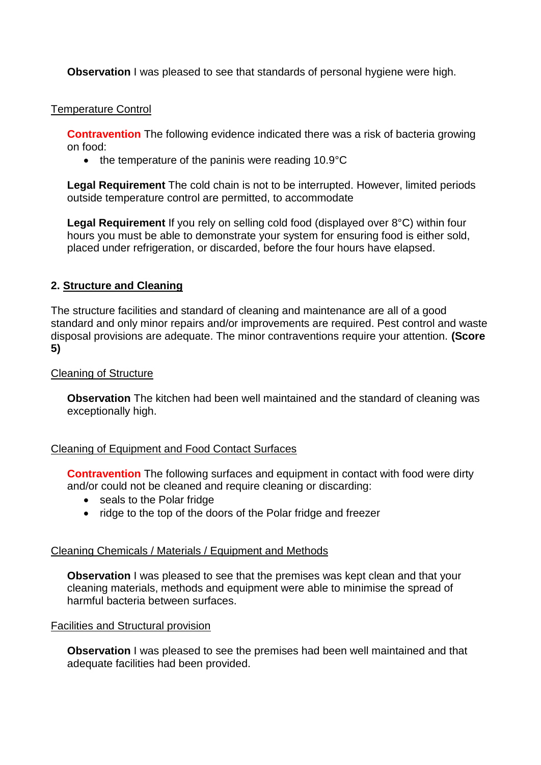**Observation** I was pleased to see that standards of personal hygiene were high.

Temperature Control

**Contravention** The following evidence indicated there was a risk of bacteria growing on food:

- the temperature of the paninis were reading 10.9°C

**Legal Requirement** The cold chain is not to be interrupted. However, limited periods outside temperature control are permitted, to accommodate

**Legal Requirement** If you rely on selling cold food (displayed over 8°C) within four hours you must be able to demonstrate your system for ensuring food is either sold, placed under refrigeration, or discarded, before the four hours have elapsed.

## 2. Structure and Cleaning

The structure facilities and standard of cleaning and maintenance are all of a good standard and only minor repairs and/or improvements are required. Pest control and waste disposal provisions are adequate. The minor contraventions require your attention. **(Score 5)**

Cleaning of Structure

**Observation** The kitchen had been well maintained and the standard of cleaning was exceptionally high.

Cleaning of Equipment and Food Contact Surfaces

**Contravention** The following surfaces and equipment in contact with food were dirty and/or could not be cleaned and require cleaning or discarding:

- seals to the Polar fridge
- ridge to the top of the doors of the Polar fridge and freezer

Cleaning Chemicals / Materials / Equipment and Methods

**Observation** I was pleased to see that the premises was kept clean and that your cleaning materials, methods and equipment were able to minimise the spread of harmful bacteria between surfaces.

Facilities and Structural provision

**Observation** I was pleased to see the premises had been well maintained and that adequate facilities had been provided.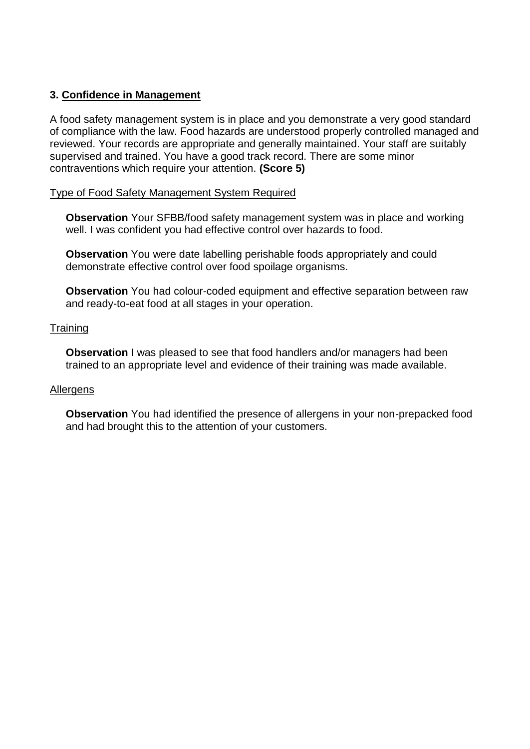### 3. Confidence in Management

A food safety management system is in place and you demonstrate a very good standard of compliance with the law. Food hazards are understood properly controlled managed and reviewed. Your records are appropriate and generally maintained. Your staff are suitably supervised and trained. You have a good track record. There are some minor contraventions which require your attention. **(Score 5)**

Type of Food Safety Management System Required

**Observation** Your SFBB/food safety management system was in place and working well. I was confident you had effective control over hazards to food.

**Observation** You were date labelling perishable foods appropriately and could demonstrate effective control over food spoilage organisms.

**Observation** You had colour-coded equipment and effective separation between raw and ready-to-eat food at all stages in your operation.

Training

**Observation** I was pleased to see that food handlers and/or managers had been trained to an appropriate level and evidence of their training was made available.

Allergens

**Observation** You had identified the presence of allergens in your non-prepacked food and had brought this to the attention of your customers.